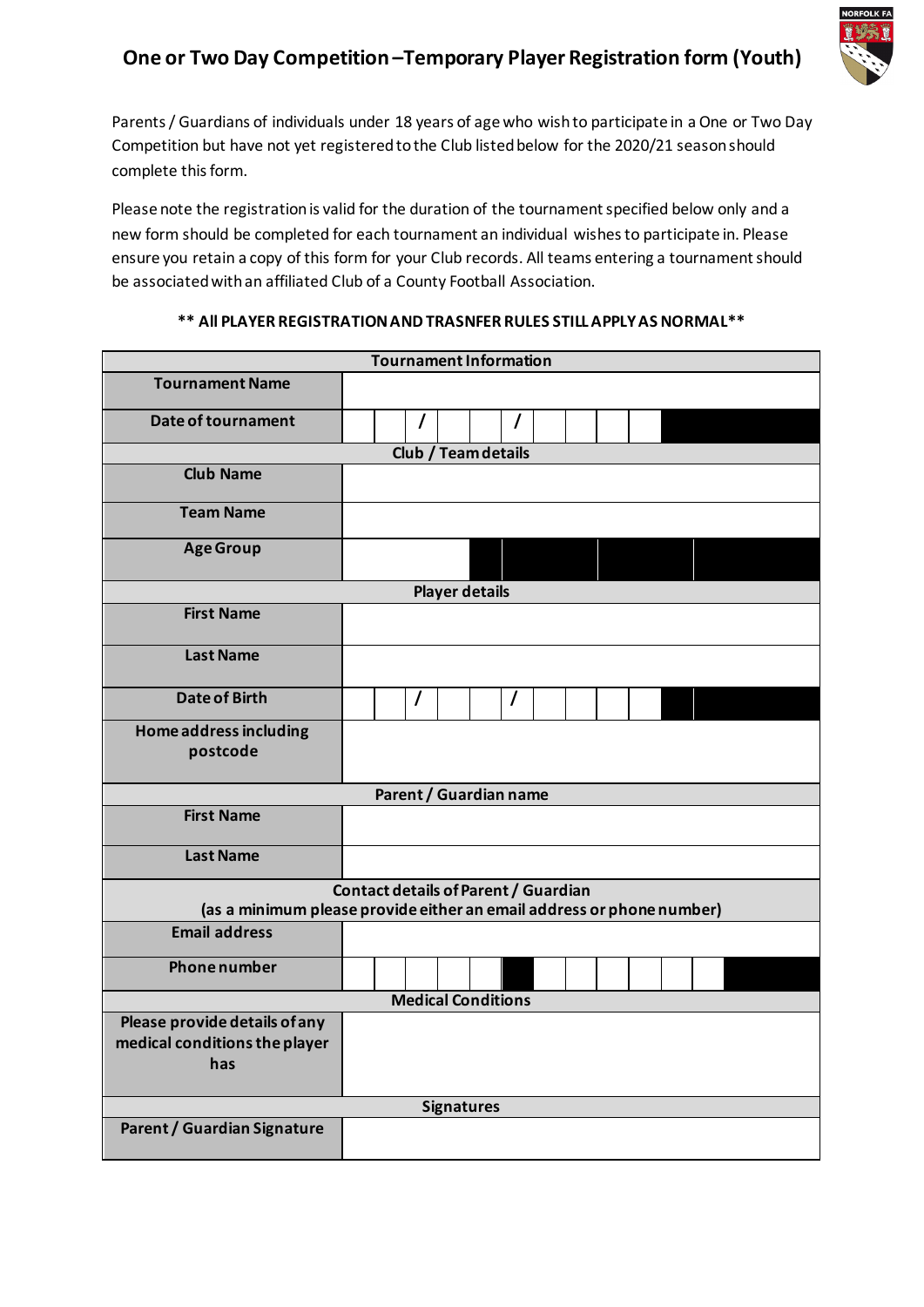# One or Two Day Competition –Temporary Player Registration form (Youth)

Parents / Guardians of individuals under 18 years of age who wish to participate in a One or Two Day Competition but have not yet registered to the Club listed below for the 2020/21 season should complete this form.

Please note the registration is valid for the duration of the tournament specified below only and a new form should be completed for each tournament an individual wishes to participate in. Please ensure you retain a copy of this form for your Club records. All teams entering a tournament should be associated with an affiliated Club of a County Football Association.

**\*\* All PLAYER REGISTRATION AND TRASNFER RULES STILL APPLY AS NORMAL\*\***

| Tournament Information | |
|---|---|
| **Tournament Name** | |
| **Date of tournament** | / / |
| **Club / Team details** | |
| **Club Name** | |
| **Team Name** | |
| **Age Group** | |
| **Player details** | |
| **First Name** | |
| **Last Name** | |
| **Date of Birth** | / / |
| **Home address including postcode** | |
| **Parent / Guardian name** | |
| **First Name** | |
| **Last Name** | |
| **Contact details of Parent / Guardian (as a minimum please provide either an email address or phone number)** | |
| **Email address** | |
| **Phone number** | |
| **Medical Conditions** | |
| **Please provide details of any medical conditions the player has** | |
| **Signatures** | |
| **Parent / Guardian Signature** | |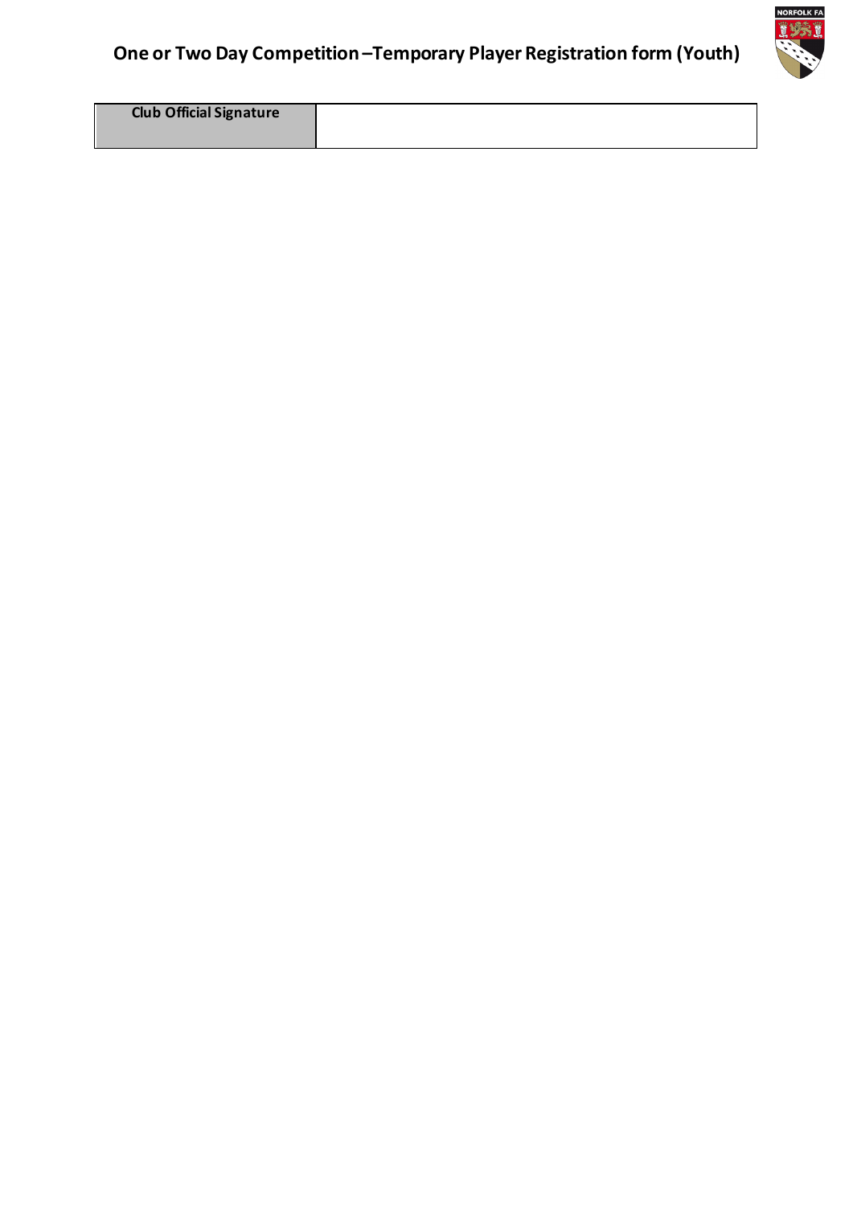# One or Two Day Competition –Temporary Player Registration form (Youth)

| | |
|---|---|
| **Club Official Signature** | |